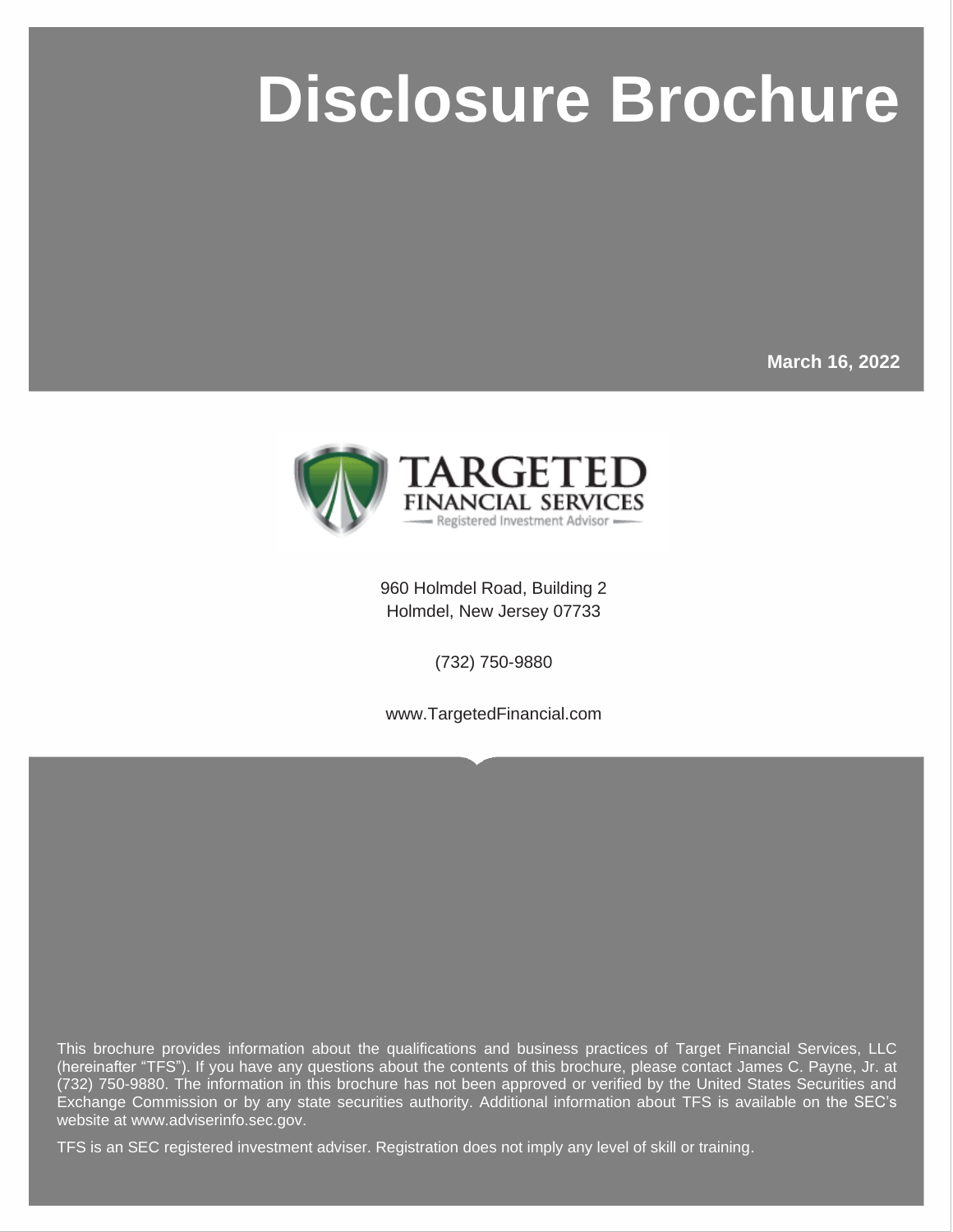# Disclosure Brochure

**March 16, 2022**

TARGETED FINANCIAL SERVICES
Registered Investment Advisor

960 Holmdel Road, Building 2
Holmdel, New Jersey 07733

(732) 750-9880

www.TargetedFinancial.com

This brochure provides information about the qualifications and business practices of Target Financial Services, LLC (hereinafter "TFS"). If you have any questions about the contents of this brochure, please contact James C. Payne, Jr. at (732) 750-9880. The information in this brochure has not been approved or verified by the United States Securities and Exchange Commission or by any state securities authority. Additional information about TFS is available on the SEC's website at www.adviserinfo.sec.gov.

TFS is an SEC registered investment adviser. Registration does not imply any level of skill or training.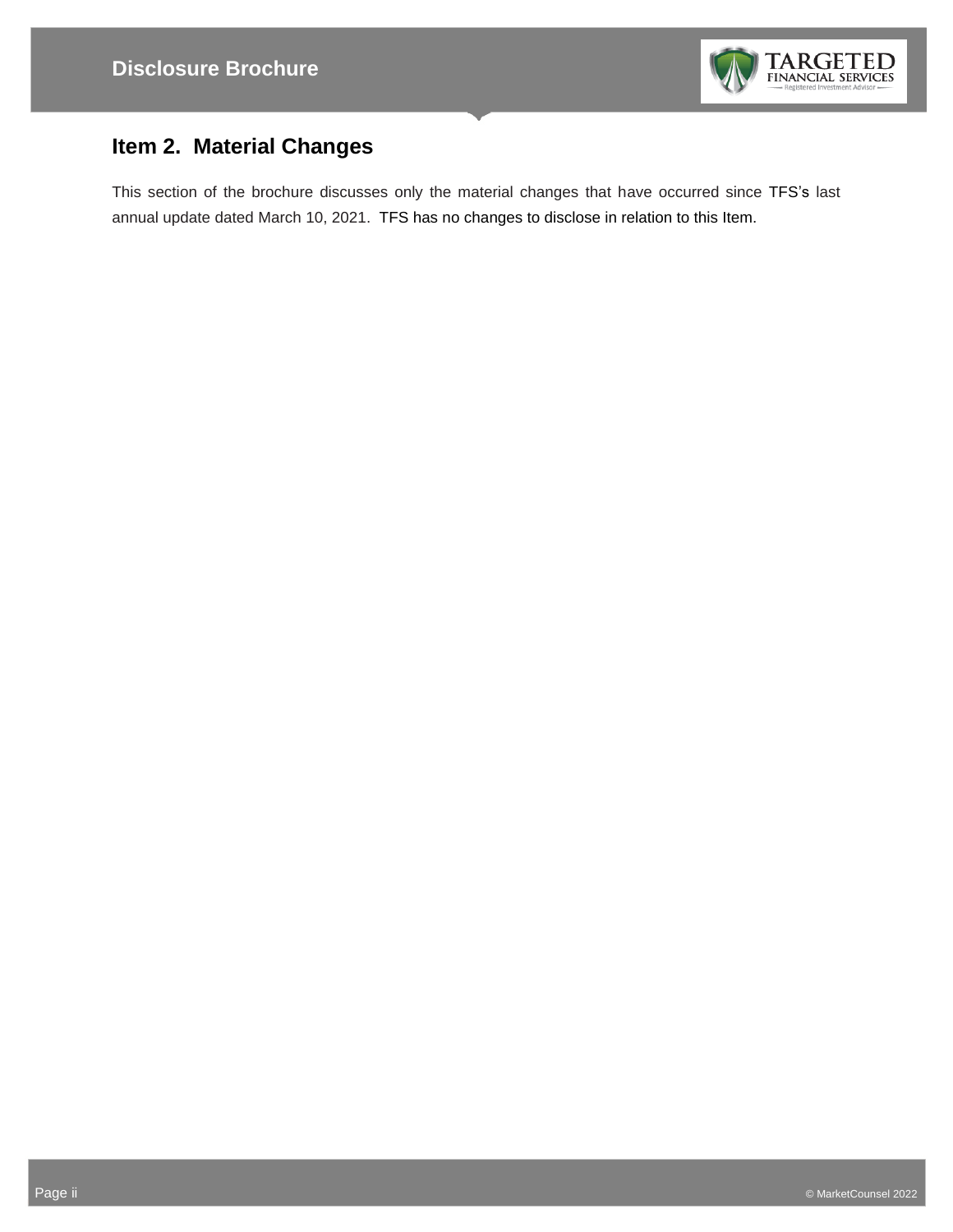## Item 2. Material Changes

This section of the brochure discusses only the material changes that have occurred since TFS's last annual update dated March 10, 2021. TFS has no changes to disclose in relation to this Item.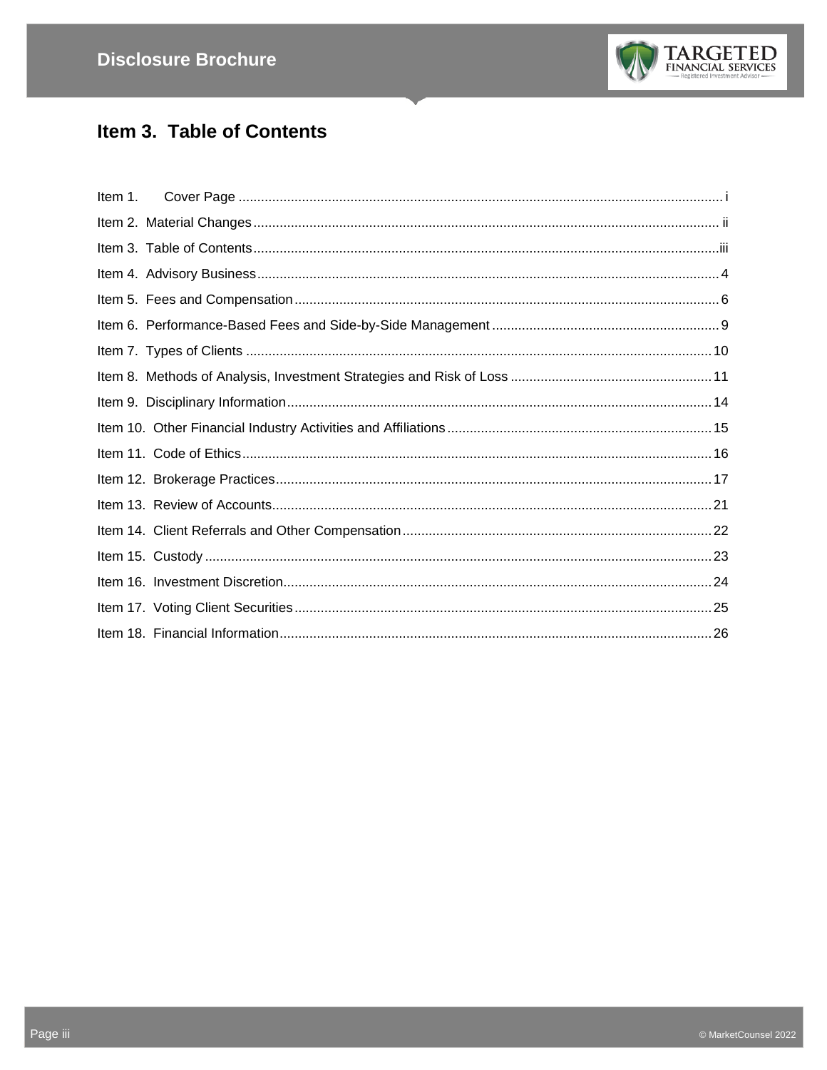## Item 3. Table of Contents

| | |
|---|---|
| Item 1. Cover Page | i |
| Item 2. Material Changes | ii |
| Item 3. Table of Contents | iii |
| Item 4. Advisory Business | 4 |
| Item 5. Fees and Compensation | 6 |
| Item 6. Performance-Based Fees and Side-by-Side Management | 9 |
| Item 7. Types of Clients | 10 |
| Item 8. Methods of Analysis, Investment Strategies and Risk of Loss | 11 |
| Item 9. Disciplinary Information | 14 |
| Item 10. Other Financial Industry Activities and Affiliations | 15 |
| Item 11. Code of Ethics | 16 |
| Item 12. Brokerage Practices | 17 |
| Item 13. Review of Accounts | 21 |
| Item 14. Client Referrals and Other Compensation | 22 |
| Item 15. Custody | 23 |
| Item 16. Investment Discretion | 24 |
| Item 17. Voting Client Securities | 25 |
| Item 18. Financial Information | 26 |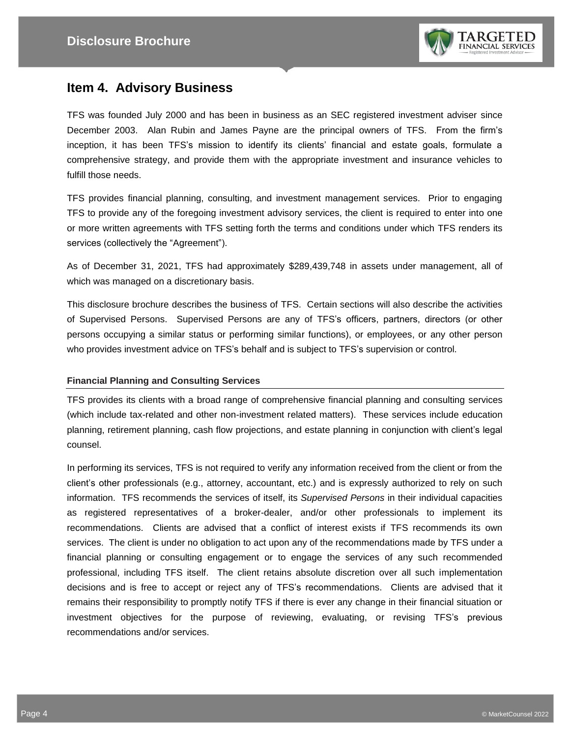## Item 4. Advisory Business

TFS was founded July 2000 and has been in business as an SEC registered investment adviser since December 2003. Alan Rubin and James Payne are the principal owners of TFS. From the firm's inception, it has been TFS's mission to identify its clients' financial and estate goals, formulate a comprehensive strategy, and provide them with the appropriate investment and insurance vehicles to fulfill those needs.

TFS provides financial planning, consulting, and investment management services. Prior to engaging TFS to provide any of the foregoing investment advisory services, the client is required to enter into one or more written agreements with TFS setting forth the terms and conditions under which TFS renders its services (collectively the "Agreement").

As of December 31, 2021, TFS had approximately $289,439,748 in assets under management, all of which was managed on a discretionary basis.

This disclosure brochure describes the business of TFS. Certain sections will also describe the activities of Supervised Persons. Supervised Persons are any of TFS's officers, partners, directors (or other persons occupying a similar status or performing similar functions), or employees, or any other person who provides investment advice on TFS's behalf and is subject to TFS's supervision or control.

### Financial Planning and Consulting Services

TFS provides its clients with a broad range of comprehensive financial planning and consulting services (which include tax-related and other non-investment related matters). These services include education planning, retirement planning, cash flow projections, and estate planning in conjunction with client's legal counsel.

In performing its services, TFS is not required to verify any information received from the client or from the client's other professionals (e.g., attorney, accountant, etc.) and is expressly authorized to rely on such information. TFS recommends the services of itself, its *Supervised Persons* in their individual capacities as registered representatives of a broker-dealer, and/or other professionals to implement its recommendations. Clients are advised that a conflict of interest exists if TFS recommends its own services. The client is under no obligation to act upon any of the recommendations made by TFS under a financial planning or consulting engagement or to engage the services of any such recommended professional, including TFS itself. The client retains absolute discretion over all such implementation decisions and is free to accept or reject any of TFS's recommendations. Clients are advised that it remains their responsibility to promptly notify TFS if there is ever any change in their financial situation or investment objectives for the purpose of reviewing, evaluating, or revising TFS's previous recommendations and/or services.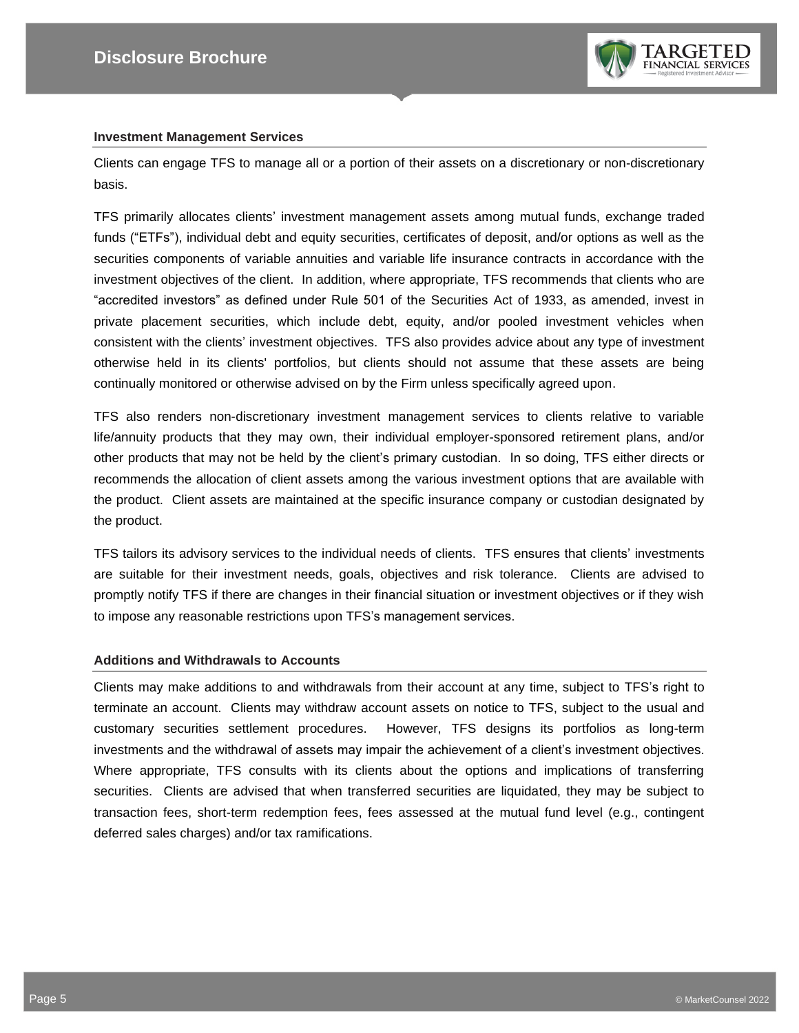### Investment Management Services

Clients can engage TFS to manage all or a portion of their assets on a discretionary or non-discretionary basis.

TFS primarily allocates clients' investment management assets among mutual funds, exchange traded funds ("ETFs"), individual debt and equity securities, certificates of deposit, and/or options as well as the securities components of variable annuities and variable life insurance contracts in accordance with the investment objectives of the client. In addition, where appropriate, TFS recommends that clients who are "accredited investors" as defined under Rule 501 of the Securities Act of 1933, as amended, invest in private placement securities, which include debt, equity, and/or pooled investment vehicles when consistent with the clients' investment objectives. TFS also provides advice about any type of investment otherwise held in its clients' portfolios, but clients should not assume that these assets are being continually monitored or otherwise advised on by the Firm unless specifically agreed upon.

TFS also renders non-discretionary investment management services to clients relative to variable life/annuity products that they may own, their individual employer-sponsored retirement plans, and/or other products that may not be held by the client's primary custodian. In so doing, TFS either directs or recommends the allocation of client assets among the various investment options that are available with the product. Client assets are maintained at the specific insurance company or custodian designated by the product.

TFS tailors its advisory services to the individual needs of clients. TFS ensures that clients' investments are suitable for their investment needs, goals, objectives and risk tolerance. Clients are advised to promptly notify TFS if there are changes in their financial situation or investment objectives or if they wish to impose any reasonable restrictions upon TFS's management services.

### Additions and Withdrawals to Accounts

Clients may make additions to and withdrawals from their account at any time, subject to TFS's right to terminate an account. Clients may withdraw account assets on notice to TFS, subject to the usual and customary securities settlement procedures. However, TFS designs its portfolios as long-term investments and the withdrawal of assets may impair the achievement of a client's investment objectives. Where appropriate, TFS consults with its clients about the options and implications of transferring securities. Clients are advised that when transferred securities are liquidated, they may be subject to transaction fees, short-term redemption fees, fees assessed at the mutual fund level (e.g., contingent deferred sales charges) and/or tax ramifications.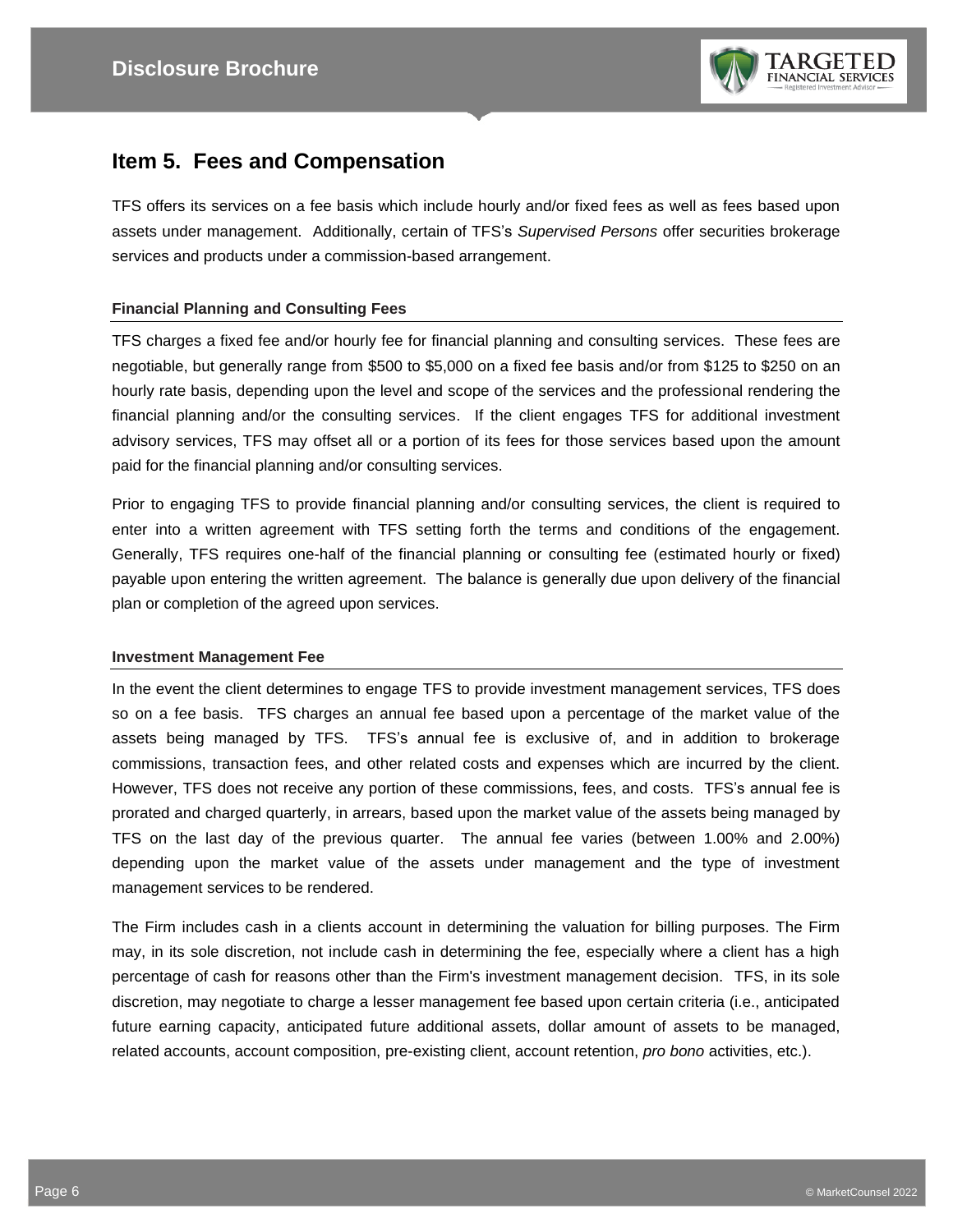## Item 5. Fees and Compensation

TFS offers its services on a fee basis which include hourly and/or fixed fees as well as fees based upon assets under management. Additionally, certain of TFS's *Supervised Persons* offer securities brokerage services and products under a commission-based arrangement.

### Financial Planning and Consulting Fees

TFS charges a fixed fee and/or hourly fee for financial planning and consulting services. These fees are negotiable, but generally range from $500 to $5,000 on a fixed fee basis and/or from $125 to $250 on an hourly rate basis, depending upon the level and scope of the services and the professional rendering the financial planning and/or the consulting services. If the client engages TFS for additional investment advisory services, TFS may offset all or a portion of its fees for those services based upon the amount paid for the financial planning and/or consulting services.

Prior to engaging TFS to provide financial planning and/or consulting services, the client is required to enter into a written agreement with TFS setting forth the terms and conditions of the engagement. Generally, TFS requires one-half of the financial planning or consulting fee (estimated hourly or fixed) payable upon entering the written agreement. The balance is generally due upon delivery of the financial plan or completion of the agreed upon services.

### Investment Management Fee

In the event the client determines to engage TFS to provide investment management services, TFS does so on a fee basis. TFS charges an annual fee based upon a percentage of the market value of the assets being managed by TFS. TFS's annual fee is exclusive of, and in addition to brokerage commissions, transaction fees, and other related costs and expenses which are incurred by the client. However, TFS does not receive any portion of these commissions, fees, and costs. TFS's annual fee is prorated and charged quarterly, in arrears, based upon the market value of the assets being managed by TFS on the last day of the previous quarter. The annual fee varies (between 1.00% and 2.00%) depending upon the market value of the assets under management and the type of investment management services to be rendered.

The Firm includes cash in a clients account in determining the valuation for billing purposes. The Firm may, in its sole discretion, not include cash in determining the fee, especially where a client has a high percentage of cash for reasons other than the Firm's investment management decision. TFS, in its sole discretion, may negotiate to charge a lesser management fee based upon certain criteria (i.e., anticipated future earning capacity, anticipated future additional assets, dollar amount of assets to be managed, related accounts, account composition, pre-existing client, account retention, *pro bono* activities, etc.).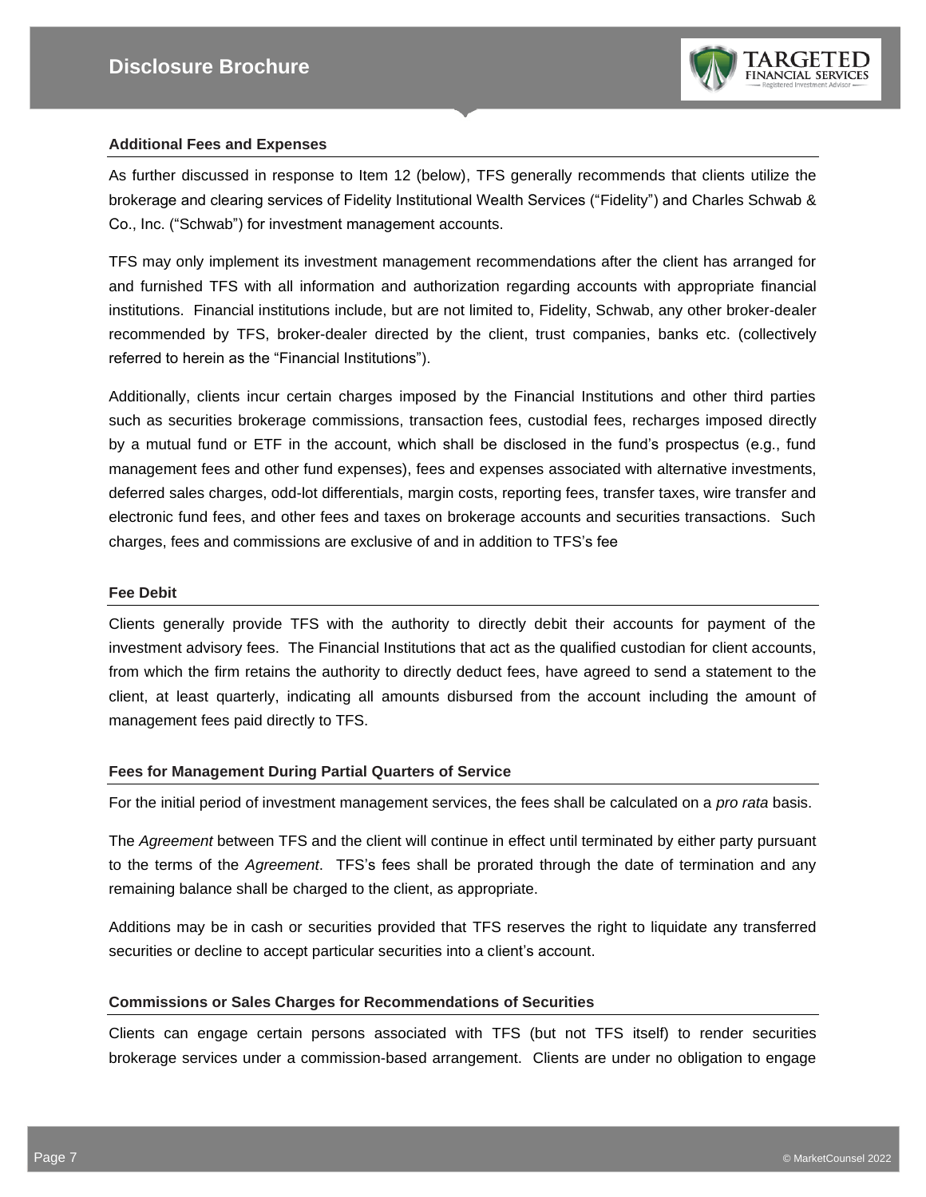#### Additional Fees and Expenses

As further discussed in response to Item 12 (below), TFS generally recommends that clients utilize the brokerage and clearing services of Fidelity Institutional Wealth Services ("Fidelity") and Charles Schwab & Co., Inc. ("Schwab") for investment management accounts.

TFS may only implement its investment management recommendations after the client has arranged for and furnished TFS with all information and authorization regarding accounts with appropriate financial institutions. Financial institutions include, but are not limited to, Fidelity, Schwab, any other broker-dealer recommended by TFS, broker-dealer directed by the client, trust companies, banks etc. (collectively referred to herein as the "Financial Institutions").

Additionally, clients incur certain charges imposed by the Financial Institutions and other third parties such as securities brokerage commissions, transaction fees, custodial fees, recharges imposed directly by a mutual fund or ETF in the account, which shall be disclosed in the fund's prospectus (e.g., fund management fees and other fund expenses), fees and expenses associated with alternative investments, deferred sales charges, odd-lot differentials, margin costs, reporting fees, transfer taxes, wire transfer and electronic fund fees, and other fees and taxes on brokerage accounts and securities transactions. Such charges, fees and commissions are exclusive of and in addition to TFS's fee

#### Fee Debit

Clients generally provide TFS with the authority to directly debit their accounts for payment of the investment advisory fees. The Financial Institutions that act as the qualified custodian for client accounts, from which the firm retains the authority to directly deduct fees, have agreed to send a statement to the client, at least quarterly, indicating all amounts disbursed from the account including the amount of management fees paid directly to TFS.

#### Fees for Management During Partial Quarters of Service

For the initial period of investment management services, the fees shall be calculated on a *pro rata* basis.

The *Agreement* between TFS and the client will continue in effect until terminated by either party pursuant to the terms of the *Agreement*. TFS's fees shall be prorated through the date of termination and any remaining balance shall be charged to the client, as appropriate.

Additions may be in cash or securities provided that TFS reserves the right to liquidate any transferred securities or decline to accept particular securities into a client's account.

#### Commissions or Sales Charges for Recommendations of Securities

Clients can engage certain persons associated with TFS (but not TFS itself) to render securities brokerage services under a commission-based arrangement. Clients are under no obligation to engage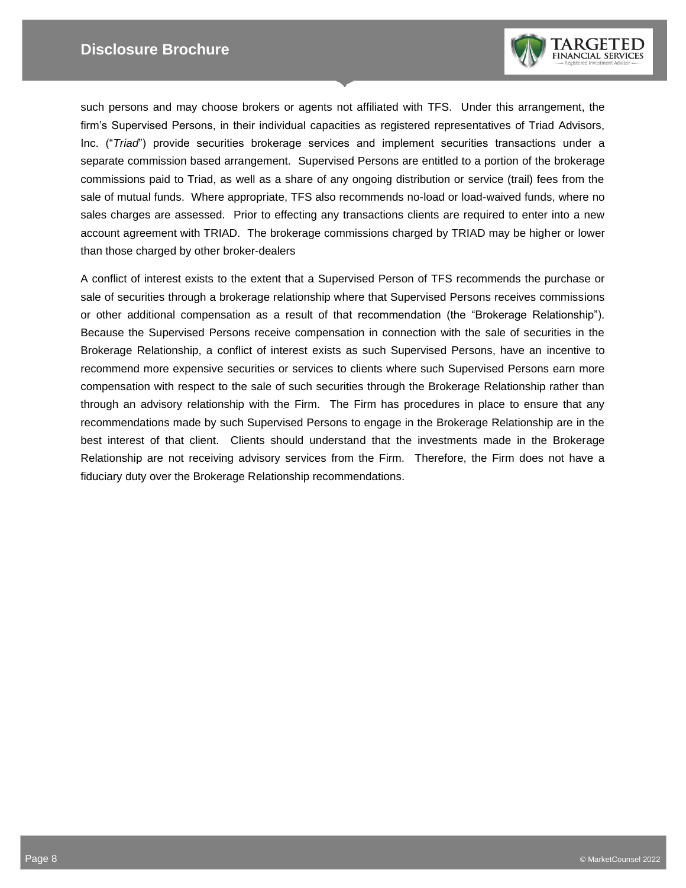such persons and may choose brokers or agents not affiliated with TFS. Under this arrangement, the firm's Supervised Persons, in their individual capacities as registered representatives of Triad Advisors, Inc. ("*Triad*") provide securities brokerage services and implement securities transactions under a separate commission based arrangement. Supervised Persons are entitled to a portion of the brokerage commissions paid to Triad, as well as a share of any ongoing distribution or service (trail) fees from the sale of mutual funds. Where appropriate, TFS also recommends no-load or load-waived funds, where no sales charges are assessed. Prior to effecting any transactions clients are required to enter into a new account agreement with TRIAD. The brokerage commissions charged by TRIAD may be higher or lower than those charged by other broker-dealers

A conflict of interest exists to the extent that a Supervised Person of TFS recommends the purchase or sale of securities through a brokerage relationship where that Supervised Persons receives commissions or other additional compensation as a result of that recommendation (the "Brokerage Relationship"). Because the Supervised Persons receive compensation in connection with the sale of securities in the Brokerage Relationship, a conflict of interest exists as such Supervised Persons, have an incentive to recommend more expensive securities or services to clients where such Supervised Persons earn more compensation with respect to the sale of such securities through the Brokerage Relationship rather than through an advisory relationship with the Firm. The Firm has procedures in place to ensure that any recommendations made by such Supervised Persons to engage in the Brokerage Relationship are in the best interest of that client. Clients should understand that the investments made in the Brokerage Relationship are not receiving advisory services from the Firm. Therefore, the Firm does not have a fiduciary duty over the Brokerage Relationship recommendations.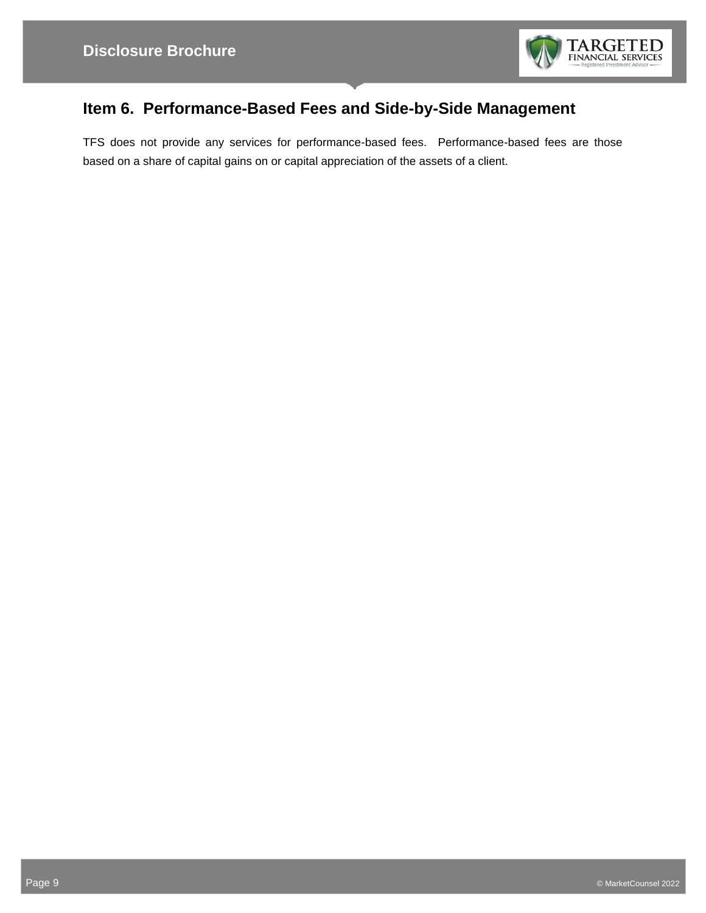## Item 6. Performance-Based Fees and Side-by-Side Management

TFS does not provide any services for performance-based fees. Performance-based fees are those based on a share of capital gains on or capital appreciation of the assets of a client.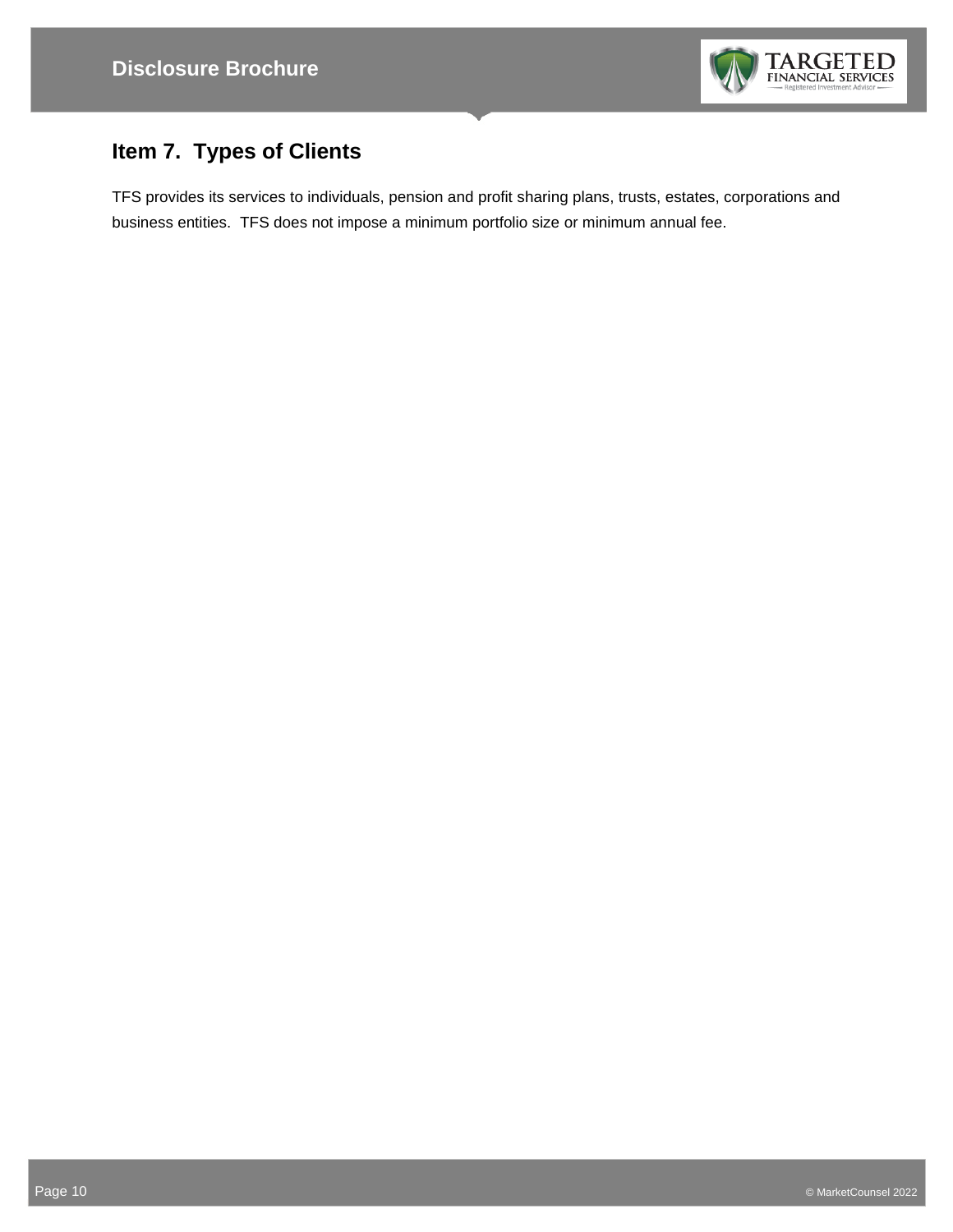## Item 7. Types of Clients

TFS provides its services to individuals, pension and profit sharing plans, trusts, estates, corporations and business entities. TFS does not impose a minimum portfolio size or minimum annual fee.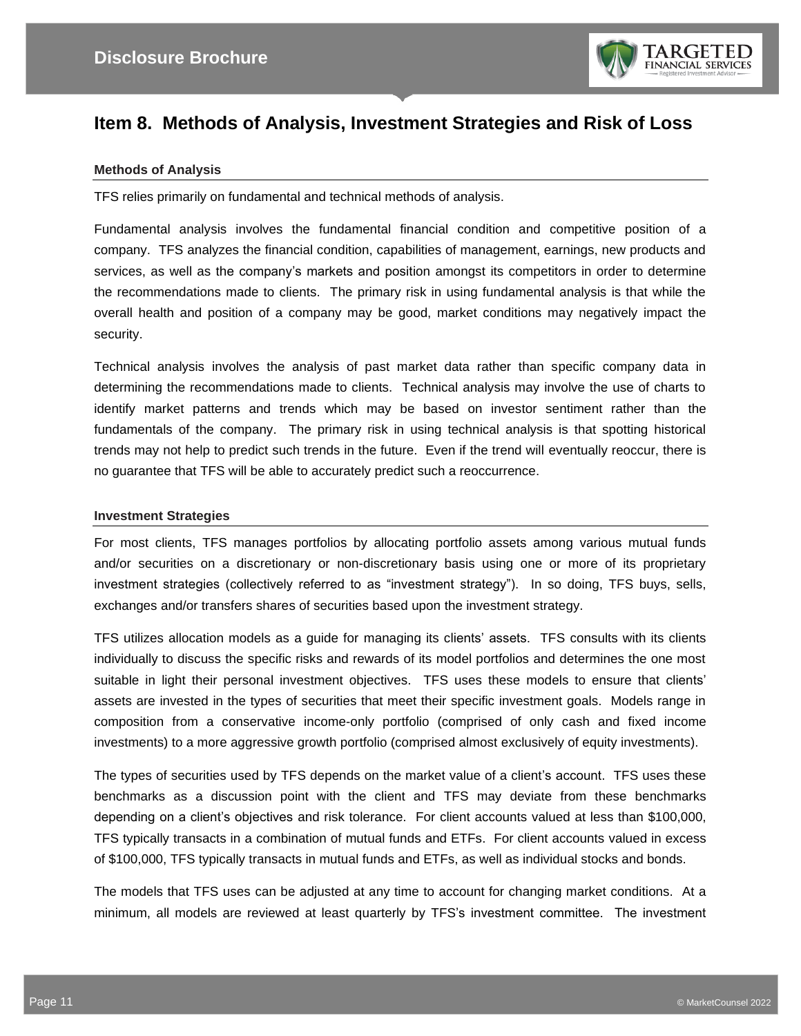## Item 8. Methods of Analysis, Investment Strategies and Risk of Loss

### Methods of Analysis

TFS relies primarily on fundamental and technical methods of analysis.

Fundamental analysis involves the fundamental financial condition and competitive position of a company. TFS analyzes the financial condition, capabilities of management, earnings, new products and services, as well as the company's markets and position amongst its competitors in order to determine the recommendations made to clients. The primary risk in using fundamental analysis is that while the overall health and position of a company may be good, market conditions may negatively impact the security.

Technical analysis involves the analysis of past market data rather than specific company data in determining the recommendations made to clients. Technical analysis may involve the use of charts to identify market patterns and trends which may be based on investor sentiment rather than the fundamentals of the company. The primary risk in using technical analysis is that spotting historical trends may not help to predict such trends in the future. Even if the trend will eventually reoccur, there is no guarantee that TFS will be able to accurately predict such a reoccurrence.

### Investment Strategies

For most clients, TFS manages portfolios by allocating portfolio assets among various mutual funds and/or securities on a discretionary or non-discretionary basis using one or more of its proprietary investment strategies (collectively referred to as "investment strategy"). In so doing, TFS buys, sells, exchanges and/or transfers shares of securities based upon the investment strategy.

TFS utilizes allocation models as a guide for managing its clients' assets. TFS consults with its clients individually to discuss the specific risks and rewards of its model portfolios and determines the one most suitable in light their personal investment objectives. TFS uses these models to ensure that clients' assets are invested in the types of securities that meet their specific investment goals. Models range in composition from a conservative income-only portfolio (comprised of only cash and fixed income investments) to a more aggressive growth portfolio (comprised almost exclusively of equity investments).

The types of securities used by TFS depends on the market value of a client's account. TFS uses these benchmarks as a discussion point with the client and TFS may deviate from these benchmarks depending on a client's objectives and risk tolerance. For client accounts valued at less than $100,000, TFS typically transacts in a combination of mutual funds and ETFs. For client accounts valued in excess of $100,000, TFS typically transacts in mutual funds and ETFs, as well as individual stocks and bonds.

The models that TFS uses can be adjusted at any time to account for changing market conditions. At a minimum, all models are reviewed at least quarterly by TFS's investment committee. The investment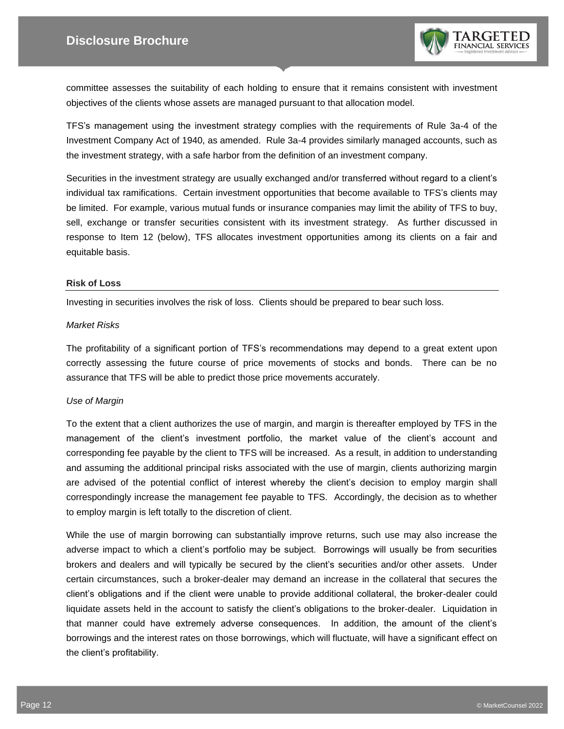committee assesses the suitability of each holding to ensure that it remains consistent with investment objectives of the clients whose assets are managed pursuant to that allocation model.

TFS's management using the investment strategy complies with the requirements of Rule 3a-4 of the Investment Company Act of 1940, as amended. Rule 3a-4 provides similarly managed accounts, such as the investment strategy, with a safe harbor from the definition of an investment company.

Securities in the investment strategy are usually exchanged and/or transferred without regard to a client's individual tax ramifications. Certain investment opportunities that become available to TFS's clients may be limited. For example, various mutual funds or insurance companies may limit the ability of TFS to buy, sell, exchange or transfer securities consistent with its investment strategy. As further discussed in response to Item 12 (below), TFS allocates investment opportunities among its clients on a fair and equitable basis.

**Risk of Loss**

Investing in securities involves the risk of loss. Clients should be prepared to bear such loss.

*Market Risks*

The profitability of a significant portion of TFS's recommendations may depend to a great extent upon correctly assessing the future course of price movements of stocks and bonds. There can be no assurance that TFS will be able to predict those price movements accurately.

*Use of Margin*

To the extent that a client authorizes the use of margin, and margin is thereafter employed by TFS in the management of the client's investment portfolio, the market value of the client's account and corresponding fee payable by the client to TFS will be increased. As a result, in addition to understanding and assuming the additional principal risks associated with the use of margin, clients authorizing margin are advised of the potential conflict of interest whereby the client's decision to employ margin shall correspondingly increase the management fee payable to TFS. Accordingly, the decision as to whether to employ margin is left totally to the discretion of client.

While the use of margin borrowing can substantially improve returns, such use may also increase the adverse impact to which a client's portfolio may be subject. Borrowings will usually be from securities brokers and dealers and will typically be secured by the client's securities and/or other assets. Under certain circumstances, such a broker-dealer may demand an increase in the collateral that secures the client's obligations and if the client were unable to provide additional collateral, the broker-dealer could liquidate assets held in the account to satisfy the client's obligations to the broker-dealer. Liquidation in that manner could have extremely adverse consequences. In addition, the amount of the client's borrowings and the interest rates on those borrowings, which will fluctuate, will have a significant effect on the client's profitability.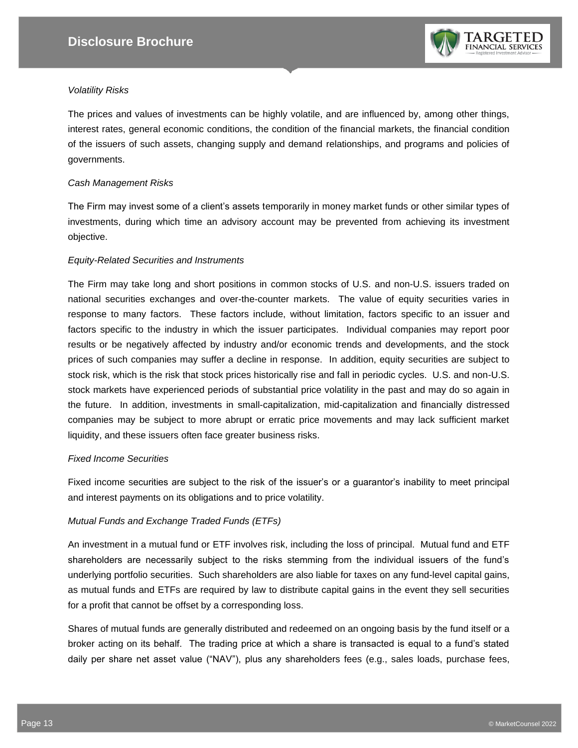*Volatility Risks*

The prices and values of investments can be highly volatile, and are influenced by, among other things, interest rates, general economic conditions, the condition of the financial markets, the financial condition of the issuers of such assets, changing supply and demand relationships, and programs and policies of governments.

*Cash Management Risks*

The Firm may invest some of a client's assets temporarily in money market funds or other similar types of investments, during which time an advisory account may be prevented from achieving its investment objective.

*Equity-Related Securities and Instruments*

The Firm may take long and short positions in common stocks of U.S. and non-U.S. issuers traded on national securities exchanges and over-the-counter markets. The value of equity securities varies in response to many factors. These factors include, without limitation, factors specific to an issuer and factors specific to the industry in which the issuer participates. Individual companies may report poor results or be negatively affected by industry and/or economic trends and developments, and the stock prices of such companies may suffer a decline in response. In addition, equity securities are subject to stock risk, which is the risk that stock prices historically rise and fall in periodic cycles. U.S. and non-U.S. stock markets have experienced periods of substantial price volatility in the past and may do so again in the future. In addition, investments in small-capitalization, mid-capitalization and financially distressed companies may be subject to more abrupt or erratic price movements and may lack sufficient market liquidity, and these issuers often face greater business risks.

*Fixed Income Securities*

Fixed income securities are subject to the risk of the issuer's or a guarantor's inability to meet principal and interest payments on its obligations and to price volatility.

*Mutual Funds and Exchange Traded Funds (ETFs)*

An investment in a mutual fund or ETF involves risk, including the loss of principal. Mutual fund and ETF shareholders are necessarily subject to the risks stemming from the individual issuers of the fund's underlying portfolio securities. Such shareholders are also liable for taxes on any fund-level capital gains, as mutual funds and ETFs are required by law to distribute capital gains in the event they sell securities for a profit that cannot be offset by a corresponding loss.

Shares of mutual funds are generally distributed and redeemed on an ongoing basis by the fund itself or a broker acting on its behalf. The trading price at which a share is transacted is equal to a fund's stated daily per share net asset value ("NAV"), plus any shareholders fees (e.g., sales loads, purchase fees,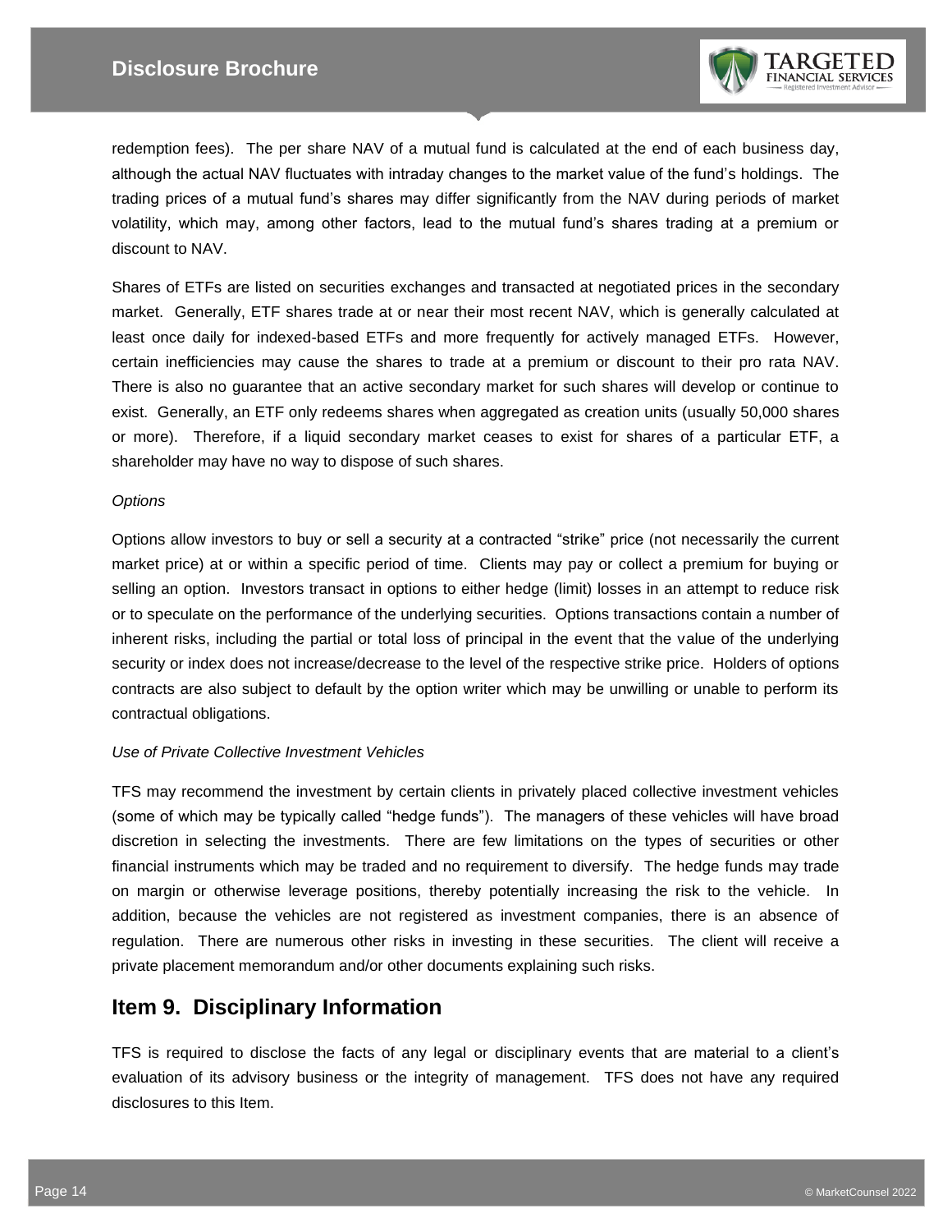redemption fees). The per share NAV of a mutual fund is calculated at the end of each business day, although the actual NAV fluctuates with intraday changes to the market value of the fund's holdings. The trading prices of a mutual fund's shares may differ significantly from the NAV during periods of market volatility, which may, among other factors, lead to the mutual fund's shares trading at a premium or discount to NAV.

Shares of ETFs are listed on securities exchanges and transacted at negotiated prices in the secondary market. Generally, ETF shares trade at or near their most recent NAV, which is generally calculated at least once daily for indexed-based ETFs and more frequently for actively managed ETFs. However, certain inefficiencies may cause the shares to trade at a premium or discount to their pro rata NAV. There is also no guarantee that an active secondary market for such shares will develop or continue to exist. Generally, an ETF only redeems shares when aggregated as creation units (usually 50,000 shares or more). Therefore, if a liquid secondary market ceases to exist for shares of a particular ETF, a shareholder may have no way to dispose of such shares.

*Options*

Options allow investors to buy or sell a security at a contracted "strike" price (not necessarily the current market price) at or within a specific period of time. Clients may pay or collect a premium for buying or selling an option. Investors transact in options to either hedge (limit) losses in an attempt to reduce risk or to speculate on the performance of the underlying securities. Options transactions contain a number of inherent risks, including the partial or total loss of principal in the event that the value of the underlying security or index does not increase/decrease to the level of the respective strike price. Holders of options contracts are also subject to default by the option writer which may be unwilling or unable to perform its contractual obligations.

*Use of Private Collective Investment Vehicles*

TFS may recommend the investment by certain clients in privately placed collective investment vehicles (some of which may be typically called "hedge funds"). The managers of these vehicles will have broad discretion in selecting the investments. There are few limitations on the types of securities or other financial instruments which may be traded and no requirement to diversify. The hedge funds may trade on margin or otherwise leverage positions, thereby potentially increasing the risk to the vehicle. In addition, because the vehicles are not registered as investment companies, there is an absence of regulation. There are numerous other risks in investing in these securities. The client will receive a private placement memorandum and/or other documents explaining such risks.

## Item 9. Disciplinary Information

TFS is required to disclose the facts of any legal or disciplinary events that are material to a client's evaluation of its advisory business or the integrity of management. TFS does not have any required disclosures to this Item.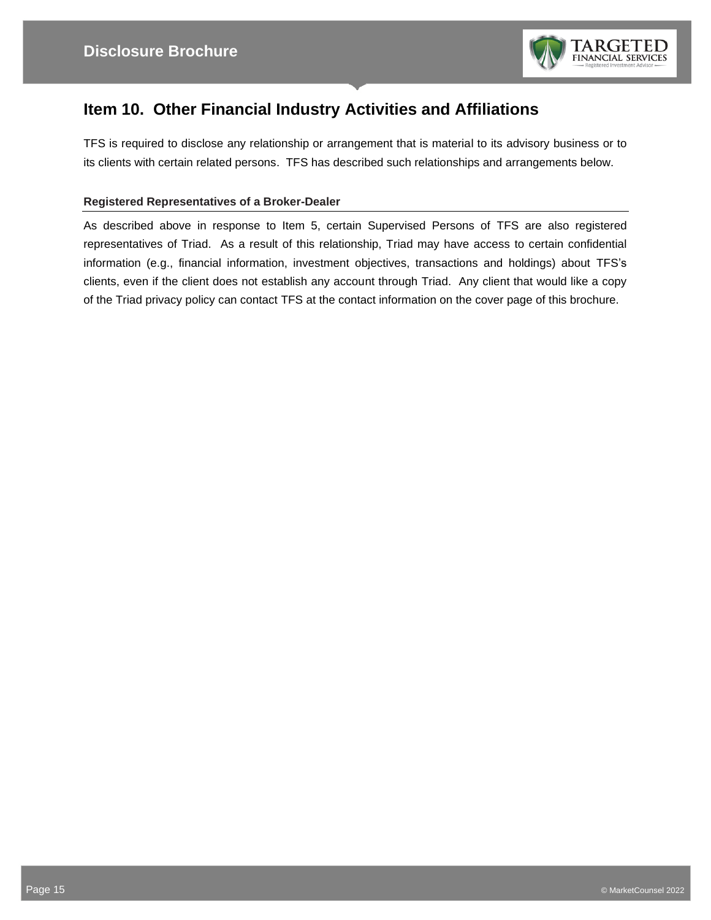## Item 10. Other Financial Industry Activities and Affiliations

TFS is required to disclose any relationship or arrangement that is material to its advisory business or to its clients with certain related persons. TFS has described such relationships and arrangements below.

### Registered Representatives of a Broker-Dealer

As described above in response to Item 5, certain Supervised Persons of TFS are also registered representatives of Triad. As a result of this relationship, Triad may have access to certain confidential information (e.g., financial information, investment objectives, transactions and holdings) about TFS's clients, even if the client does not establish any account through Triad. Any client that would like a copy of the Triad privacy policy can contact TFS at the contact information on the cover page of this brochure.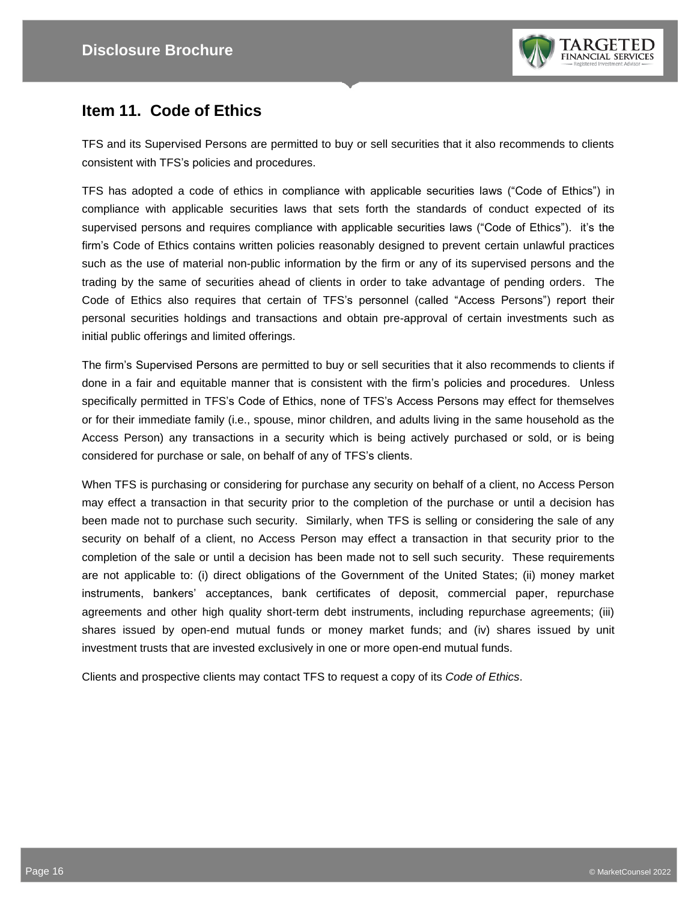## Item 11. Code of Ethics

TFS and its Supervised Persons are permitted to buy or sell securities that it also recommends to clients consistent with TFS's policies and procedures.

TFS has adopted a code of ethics in compliance with applicable securities laws ("Code of Ethics") in compliance with applicable securities laws that sets forth the standards of conduct expected of its supervised persons and requires compliance with applicable securities laws ("Code of Ethics"). it's the firm's Code of Ethics contains written policies reasonably designed to prevent certain unlawful practices such as the use of material non-public information by the firm or any of its supervised persons and the trading by the same of securities ahead of clients in order to take advantage of pending orders. The Code of Ethics also requires that certain of TFS's personnel (called "Access Persons") report their personal securities holdings and transactions and obtain pre-approval of certain investments such as initial public offerings and limited offerings.

The firm's Supervised Persons are permitted to buy or sell securities that it also recommends to clients if done in a fair and equitable manner that is consistent with the firm's policies and procedures. Unless specifically permitted in TFS's Code of Ethics, none of TFS's Access Persons may effect for themselves or for their immediate family (i.e., spouse, minor children, and adults living in the same household as the Access Person) any transactions in a security which is being actively purchased or sold, or is being considered for purchase or sale, on behalf of any of TFS's clients.

When TFS is purchasing or considering for purchase any security on behalf of a client, no Access Person may effect a transaction in that security prior to the completion of the purchase or until a decision has been made not to purchase such security. Similarly, when TFS is selling or considering the sale of any security on behalf of a client, no Access Person may effect a transaction in that security prior to the completion of the sale or until a decision has been made not to sell such security. These requirements are not applicable to: (i) direct obligations of the Government of the United States; (ii) money market instruments, bankers' acceptances, bank certificates of deposit, commercial paper, repurchase agreements and other high quality short-term debt instruments, including repurchase agreements; (iii) shares issued by open-end mutual funds or money market funds; and (iv) shares issued by unit investment trusts that are invested exclusively in one or more open-end mutual funds.

Clients and prospective clients may contact TFS to request a copy of its *Code of Ethics*.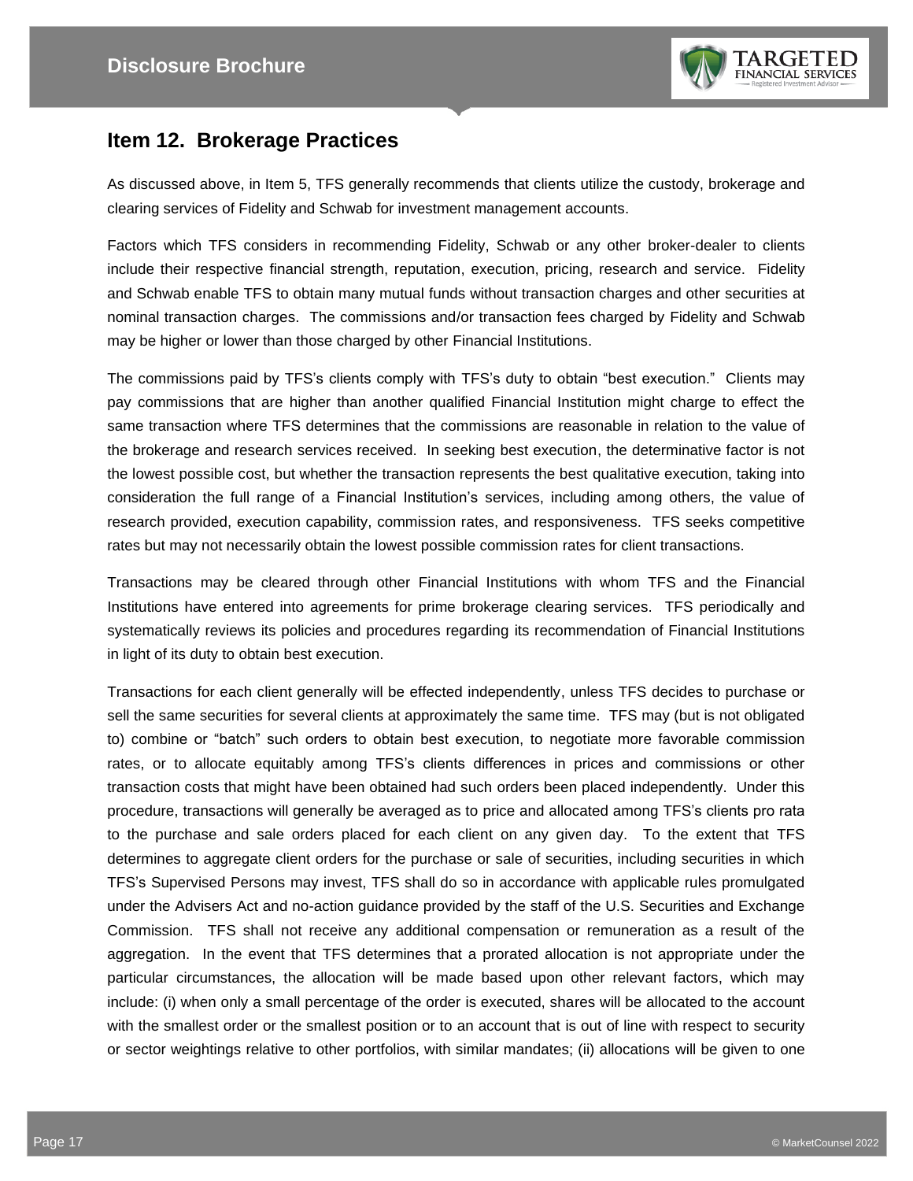## Item 12. Brokerage Practices

As discussed above, in Item 5, TFS generally recommends that clients utilize the custody, brokerage and clearing services of Fidelity and Schwab for investment management accounts.

Factors which TFS considers in recommending Fidelity, Schwab or any other broker-dealer to clients include their respective financial strength, reputation, execution, pricing, research and service. Fidelity and Schwab enable TFS to obtain many mutual funds without transaction charges and other securities at nominal transaction charges. The commissions and/or transaction fees charged by Fidelity and Schwab may be higher or lower than those charged by other Financial Institutions.

The commissions paid by TFS's clients comply with TFS's duty to obtain "best execution." Clients may pay commissions that are higher than another qualified Financial Institution might charge to effect the same transaction where TFS determines that the commissions are reasonable in relation to the value of the brokerage and research services received. In seeking best execution, the determinative factor is not the lowest possible cost, but whether the transaction represents the best qualitative execution, taking into consideration the full range of a Financial Institution's services, including among others, the value of research provided, execution capability, commission rates, and responsiveness. TFS seeks competitive rates but may not necessarily obtain the lowest possible commission rates for client transactions.

Transactions may be cleared through other Financial Institutions with whom TFS and the Financial Institutions have entered into agreements for prime brokerage clearing services. TFS periodically and systematically reviews its policies and procedures regarding its recommendation of Financial Institutions in light of its duty to obtain best execution.

Transactions for each client generally will be effected independently, unless TFS decides to purchase or sell the same securities for several clients at approximately the same time. TFS may (but is not obligated to) combine or "batch" such orders to obtain best execution, to negotiate more favorable commission rates, or to allocate equitably among TFS's clients differences in prices and commissions or other transaction costs that might have been obtained had such orders been placed independently. Under this procedure, transactions will generally be averaged as to price and allocated among TFS's clients pro rata to the purchase and sale orders placed for each client on any given day. To the extent that TFS determines to aggregate client orders for the purchase or sale of securities, including securities in which TFS's Supervised Persons may invest, TFS shall do so in accordance with applicable rules promulgated under the Advisers Act and no-action guidance provided by the staff of the U.S. Securities and Exchange Commission. TFS shall not receive any additional compensation or remuneration as a result of the aggregation. In the event that TFS determines that a prorated allocation is not appropriate under the particular circumstances, the allocation will be made based upon other relevant factors, which may include: (i) when only a small percentage of the order is executed, shares will be allocated to the account with the smallest order or the smallest position or to an account that is out of line with respect to security or sector weightings relative to other portfolios, with similar mandates; (ii) allocations will be given to one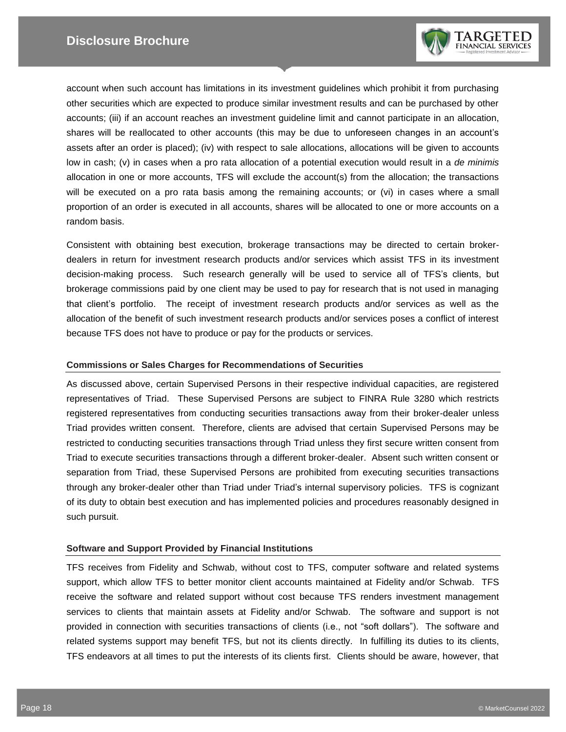account when such account has limitations in its investment guidelines which prohibit it from purchasing other securities which are expected to produce similar investment results and can be purchased by other accounts; (iii) if an account reaches an investment guideline limit and cannot participate in an allocation, shares will be reallocated to other accounts (this may be due to unforeseen changes in an account's assets after an order is placed); (iv) with respect to sale allocations, allocations will be given to accounts low in cash; (v) in cases when a pro rata allocation of a potential execution would result in a *de minimis* allocation in one or more accounts, TFS will exclude the account(s) from the allocation; the transactions will be executed on a pro rata basis among the remaining accounts; or (vi) in cases where a small proportion of an order is executed in all accounts, shares will be allocated to one or more accounts on a random basis.

Consistent with obtaining best execution, brokerage transactions may be directed to certain broker-dealers in return for investment research products and/or services which assist TFS in its investment decision-making process. Such research generally will be used to service all of TFS's clients, but brokerage commissions paid by one client may be used to pay for research that is not used in managing that client's portfolio. The receipt of investment research products and/or services as well as the allocation of the benefit of such investment research products and/or services poses a conflict of interest because TFS does not have to produce or pay for the products or services.

**Commissions or Sales Charges for Recommendations of Securities**

As discussed above, certain Supervised Persons in their respective individual capacities, are registered representatives of Triad. These Supervised Persons are subject to FINRA Rule 3280 which restricts registered representatives from conducting securities transactions away from their broker-dealer unless Triad provides written consent. Therefore, clients are advised that certain Supervised Persons may be restricted to conducting securities transactions through Triad unless they first secure written consent from Triad to execute securities transactions through a different broker-dealer. Absent such written consent or separation from Triad, these Supervised Persons are prohibited from executing securities transactions through any broker-dealer other than Triad under Triad's internal supervisory policies. TFS is cognizant of its duty to obtain best execution and has implemented policies and procedures reasonably designed in such pursuit.

**Software and Support Provided by Financial Institutions**

TFS receives from Fidelity and Schwab, without cost to TFS, computer software and related systems support, which allow TFS to better monitor client accounts maintained at Fidelity and/or Schwab. TFS receive the software and related support without cost because TFS renders investment management services to clients that maintain assets at Fidelity and/or Schwab. The software and support is not provided in connection with securities transactions of clients (i.e., not "soft dollars"). The software and related systems support may benefit TFS, but not its clients directly. In fulfilling its duties to its clients, TFS endeavors at all times to put the interests of its clients first. Clients should be aware, however, that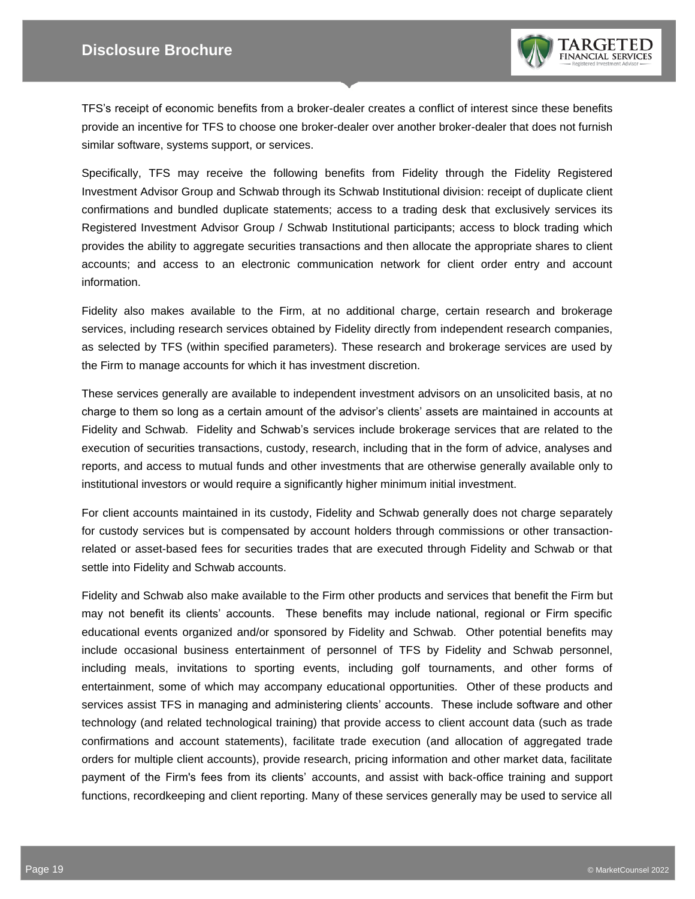TFS's receipt of economic benefits from a broker-dealer creates a conflict of interest since these benefits provide an incentive for TFS to choose one broker-dealer over another broker-dealer that does not furnish similar software, systems support, or services.

Specifically, TFS may receive the following benefits from Fidelity through the Fidelity Registered Investment Advisor Group and Schwab through its Schwab Institutional division: receipt of duplicate client confirmations and bundled duplicate statements; access to a trading desk that exclusively services its Registered Investment Advisor Group / Schwab Institutional participants; access to block trading which provides the ability to aggregate securities transactions and then allocate the appropriate shares to client accounts; and access to an electronic communication network for client order entry and account information.

Fidelity also makes available to the Firm, at no additional charge, certain research and brokerage services, including research services obtained by Fidelity directly from independent research companies, as selected by TFS (within specified parameters). These research and brokerage services are used by the Firm to manage accounts for which it has investment discretion.

These services generally are available to independent investment advisors on an unsolicited basis, at no charge to them so long as a certain amount of the advisor's clients' assets are maintained in accounts at Fidelity and Schwab. Fidelity and Schwab's services include brokerage services that are related to the execution of securities transactions, custody, research, including that in the form of advice, analyses and reports, and access to mutual funds and other investments that are otherwise generally available only to institutional investors or would require a significantly higher minimum initial investment.

For client accounts maintained in its custody, Fidelity and Schwab generally does not charge separately for custody services but is compensated by account holders through commissions or other transaction-related or asset-based fees for securities trades that are executed through Fidelity and Schwab or that settle into Fidelity and Schwab accounts.

Fidelity and Schwab also make available to the Firm other products and services that benefit the Firm but may not benefit its clients' accounts. These benefits may include national, regional or Firm specific educational events organized and/or sponsored by Fidelity and Schwab. Other potential benefits may include occasional business entertainment of personnel of TFS by Fidelity and Schwab personnel, including meals, invitations to sporting events, including golf tournaments, and other forms of entertainment, some of which may accompany educational opportunities. Other of these products and services assist TFS in managing and administering clients' accounts. These include software and other technology (and related technological training) that provide access to client account data (such as trade confirmations and account statements), facilitate trade execution (and allocation of aggregated trade orders for multiple client accounts), provide research, pricing information and other market data, facilitate payment of the Firm's fees from its clients' accounts, and assist with back-office training and support functions, recordkeeping and client reporting. Many of these services generally may be used to service all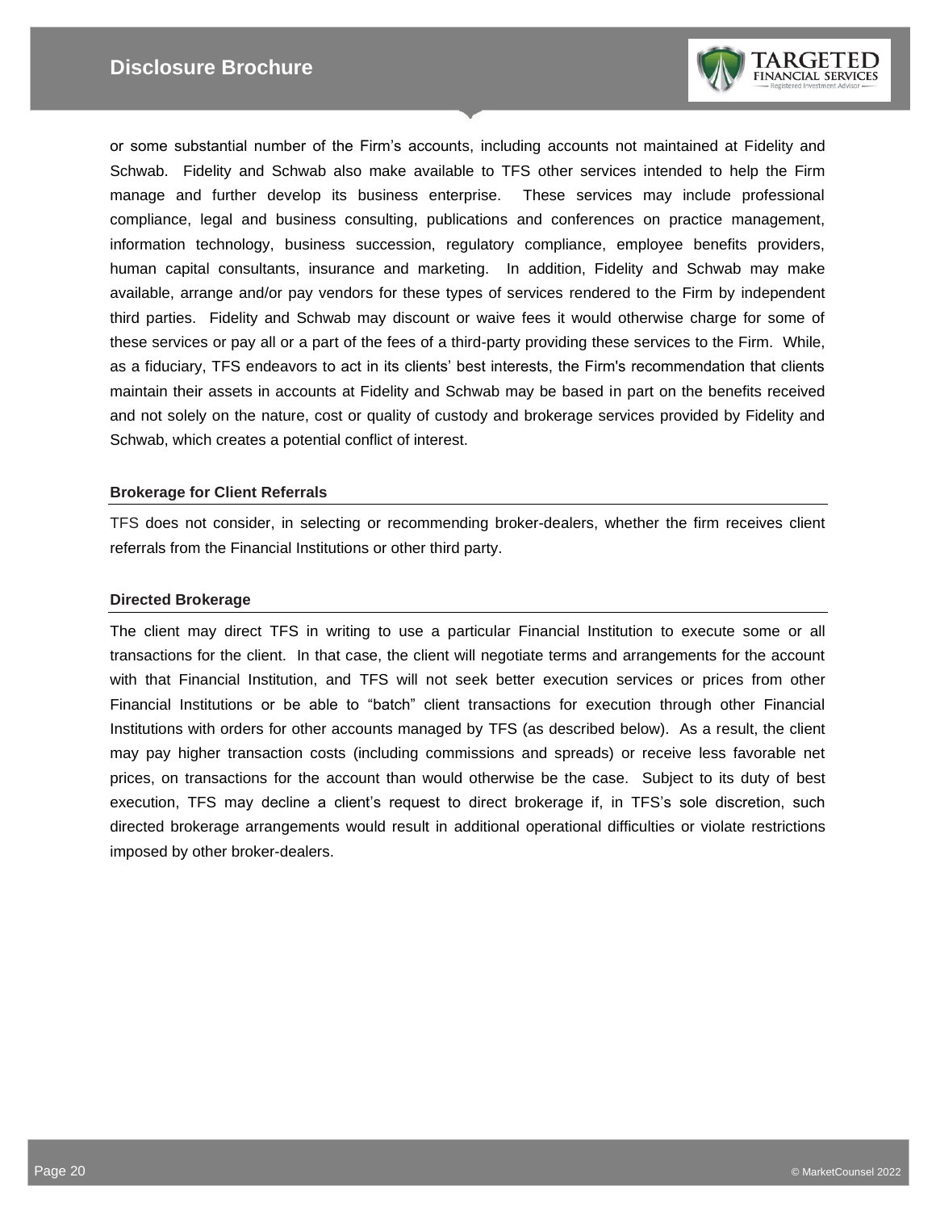or some substantial number of the Firm’s accounts, including accounts not maintained at Fidelity and Schwab. Fidelity and Schwab also make available to TFS other services intended to help the Firm manage and further develop its business enterprise. These services may include professional compliance, legal and business consulting, publications and conferences on practice management, information technology, business succession, regulatory compliance, employee benefits providers, human capital consultants, insurance and marketing. In addition, Fidelity and Schwab may make available, arrange and/or pay vendors for these types of services rendered to the Firm by independent third parties. Fidelity and Schwab may discount or waive fees it would otherwise charge for some of these services or pay all or a part of the fees of a third-party providing these services to the Firm. While, as a fiduciary, TFS endeavors to act in its clients’ best interests, the Firm's recommendation that clients maintain their assets in accounts at Fidelity and Schwab may be based in part on the benefits received and not solely on the nature, cost or quality of custody and brokerage services provided by Fidelity and Schwab, which creates a potential conflict of interest.

#### Brokerage for Client Referrals

TFS does not consider, in selecting or recommending broker-dealers, whether the firm receives client referrals from the Financial Institutions or other third party.

#### Directed Brokerage

The client may direct TFS in writing to use a particular Financial Institution to execute some or all transactions for the client. In that case, the client will negotiate terms and arrangements for the account with that Financial Institution, and TFS will not seek better execution services or prices from other Financial Institutions or be able to “batch” client transactions for execution through other Financial Institutions with orders for other accounts managed by TFS (as described below). As a result, the client may pay higher transaction costs (including commissions and spreads) or receive less favorable net prices, on transactions for the account than would otherwise be the case. Subject to its duty of best execution, TFS may decline a client’s request to direct brokerage if, in TFS’s sole discretion, such directed brokerage arrangements would result in additional operational difficulties or violate restrictions imposed by other broker-dealers.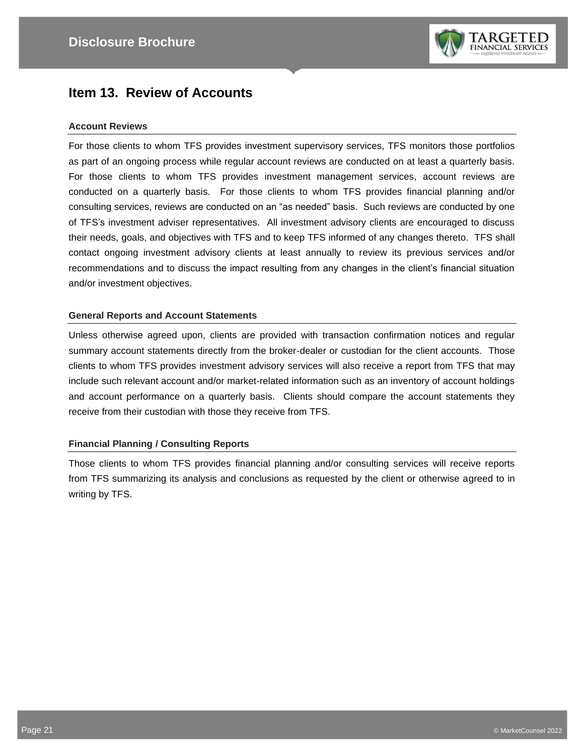## Item 13. Review of Accounts

### Account Reviews

For those clients to whom TFS provides investment supervisory services, TFS monitors those portfolios as part of an ongoing process while regular account reviews are conducted on at least a quarterly basis. For those clients to whom TFS provides investment management services, account reviews are conducted on a quarterly basis. For those clients to whom TFS provides financial planning and/or consulting services, reviews are conducted on an "as needed" basis. Such reviews are conducted by one of TFS's investment adviser representatives. All investment advisory clients are encouraged to discuss their needs, goals, and objectives with TFS and to keep TFS informed of any changes thereto. TFS shall contact ongoing investment advisory clients at least annually to review its previous services and/or recommendations and to discuss the impact resulting from any changes in the client's financial situation and/or investment objectives.

### General Reports and Account Statements

Unless otherwise agreed upon, clients are provided with transaction confirmation notices and regular summary account statements directly from the broker-dealer or custodian for the client accounts. Those clients to whom TFS provides investment advisory services will also receive a report from TFS that may include such relevant account and/or market-related information such as an inventory of account holdings and account performance on a quarterly basis. Clients should compare the account statements they receive from their custodian with those they receive from TFS.

### Financial Planning / Consulting Reports

Those clients to whom TFS provides financial planning and/or consulting services will receive reports from TFS summarizing its analysis and conclusions as requested by the client or otherwise agreed to in writing by TFS.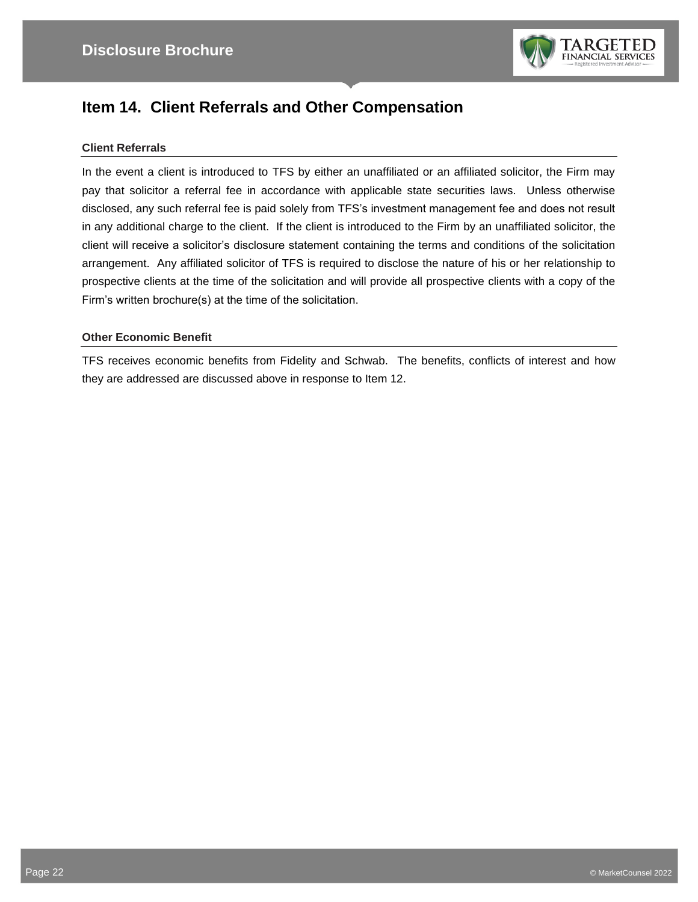## Item 14. Client Referrals and Other Compensation

### Client Referrals

In the event a client is introduced to TFS by either an unaffiliated or an affiliated solicitor, the Firm may pay that solicitor a referral fee in accordance with applicable state securities laws. Unless otherwise disclosed, any such referral fee is paid solely from TFS's investment management fee and does not result in any additional charge to the client. If the client is introduced to the Firm by an unaffiliated solicitor, the client will receive a solicitor's disclosure statement containing the terms and conditions of the solicitation arrangement. Any affiliated solicitor of TFS is required to disclose the nature of his or her relationship to prospective clients at the time of the solicitation and will provide all prospective clients with a copy of the Firm's written brochure(s) at the time of the solicitation.

### Other Economic Benefit

TFS receives economic benefits from Fidelity and Schwab. The benefits, conflicts of interest and how they are addressed are discussed above in response to Item 12.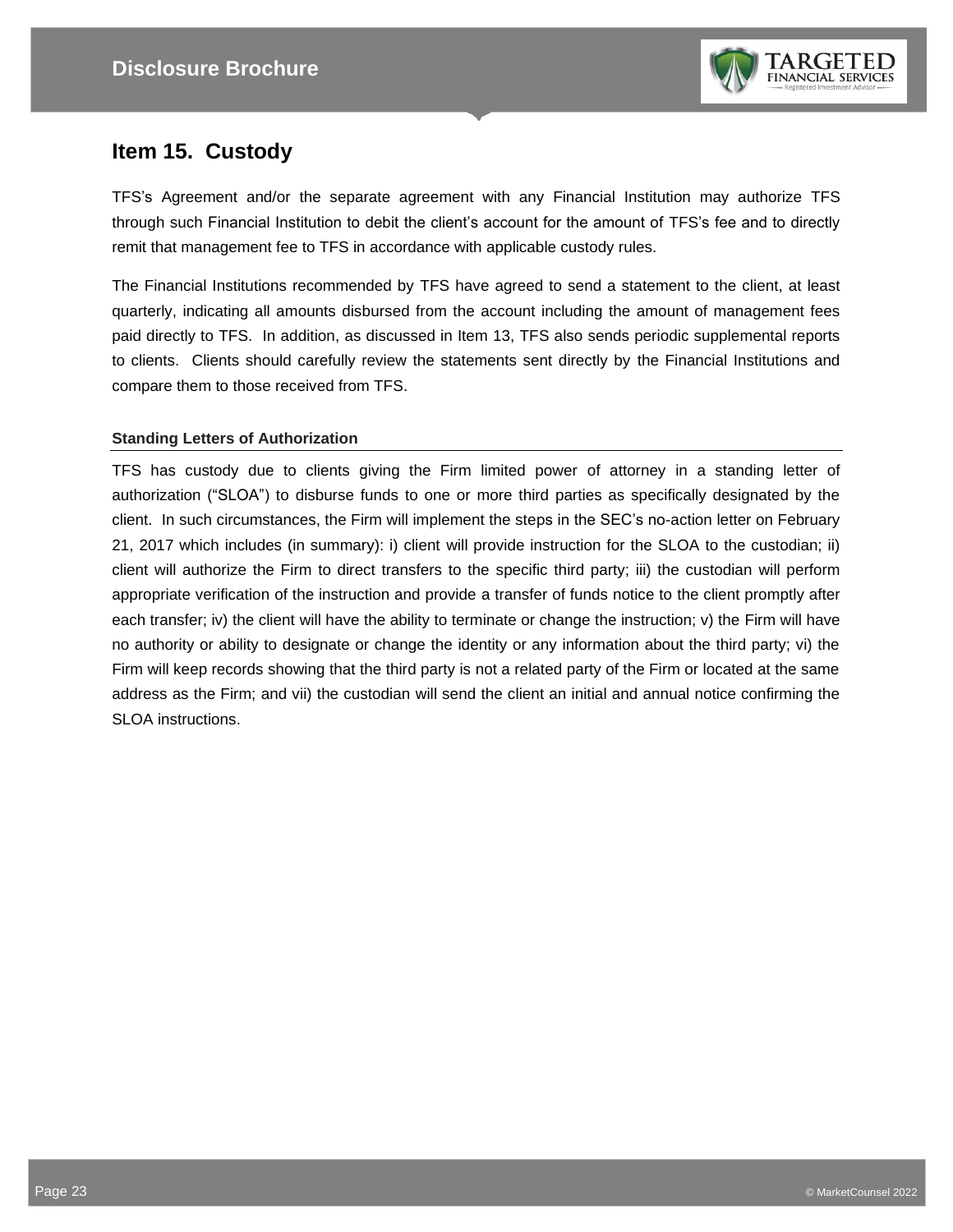## Item 15. Custody

TFS's Agreement and/or the separate agreement with any Financial Institution may authorize TFS through such Financial Institution to debit the client's account for the amount of TFS's fee and to directly remit that management fee to TFS in accordance with applicable custody rules.

The Financial Institutions recommended by TFS have agreed to send a statement to the client, at least quarterly, indicating all amounts disbursed from the account including the amount of management fees paid directly to TFS. In addition, as discussed in Item 13, TFS also sends periodic supplemental reports to clients. Clients should carefully review the statements sent directly by the Financial Institutions and compare them to those received from TFS.

### Standing Letters of Authorization

TFS has custody due to clients giving the Firm limited power of attorney in a standing letter of authorization ("SLOA") to disburse funds to one or more third parties as specifically designated by the client. In such circumstances, the Firm will implement the steps in the SEC's no-action letter on February 21, 2017 which includes (in summary): i) client will provide instruction for the SLOA to the custodian; ii) client will authorize the Firm to direct transfers to the specific third party; iii) the custodian will perform appropriate verification of the instruction and provide a transfer of funds notice to the client promptly after each transfer; iv) the client will have the ability to terminate or change the instruction; v) the Firm will have no authority or ability to designate or change the identity or any information about the third party; vi) the Firm will keep records showing that the third party is not a related party of the Firm or located at the same address as the Firm; and vii) the custodian will send the client an initial and annual notice confirming the SLOA instructions.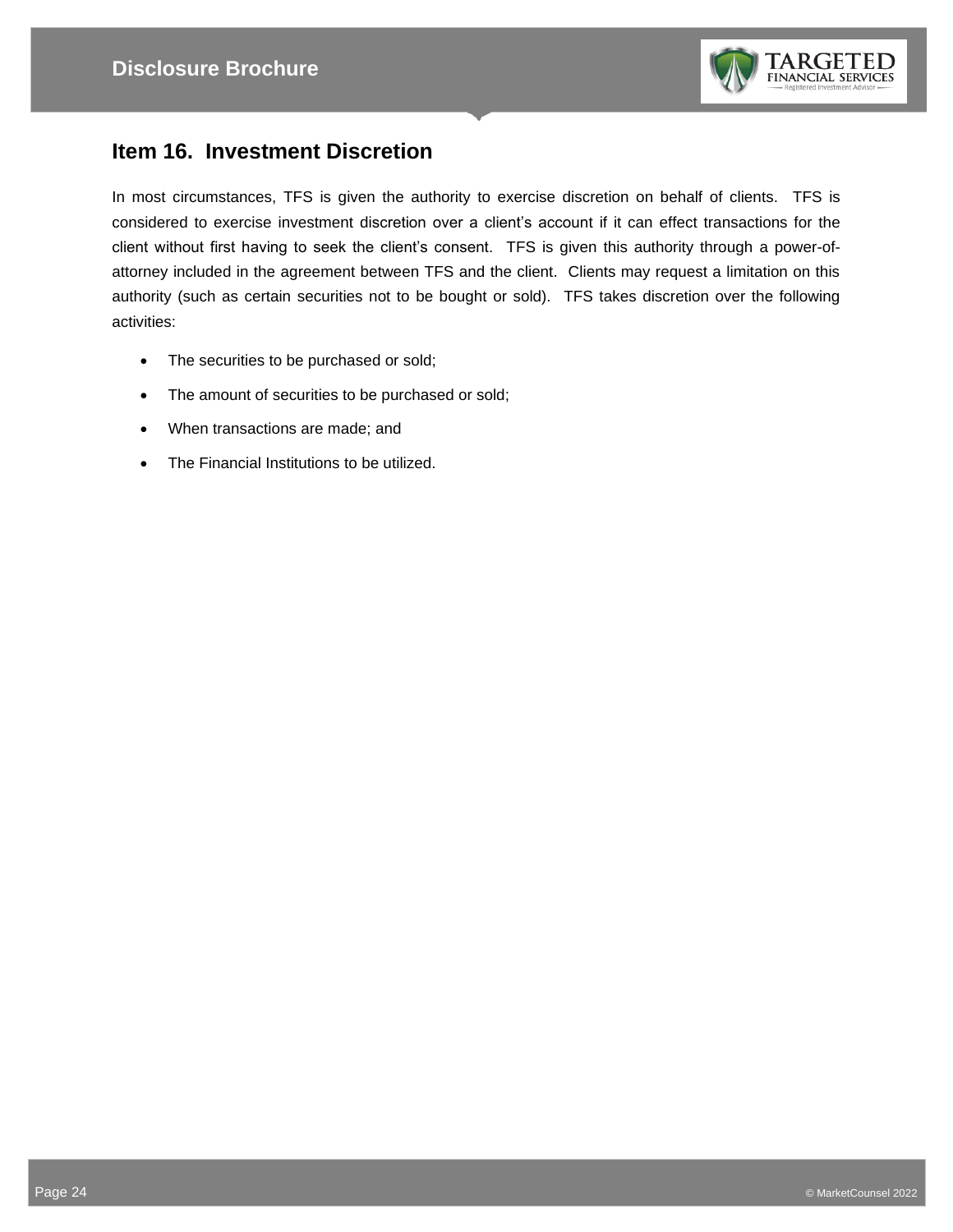## Item 16. Investment Discretion

In most circumstances, TFS is given the authority to exercise discretion on behalf of clients. TFS is considered to exercise investment discretion over a client's account if it can effect transactions for the client without first having to seek the client's consent. TFS is given this authority through a power-of-attorney included in the agreement between TFS and the client. Clients may request a limitation on this authority (such as certain securities not to be bought or sold). TFS takes discretion over the following activities:

- The securities to be purchased or sold;
- The amount of securities to be purchased or sold;
- When transactions are made; and
- The Financial Institutions to be utilized.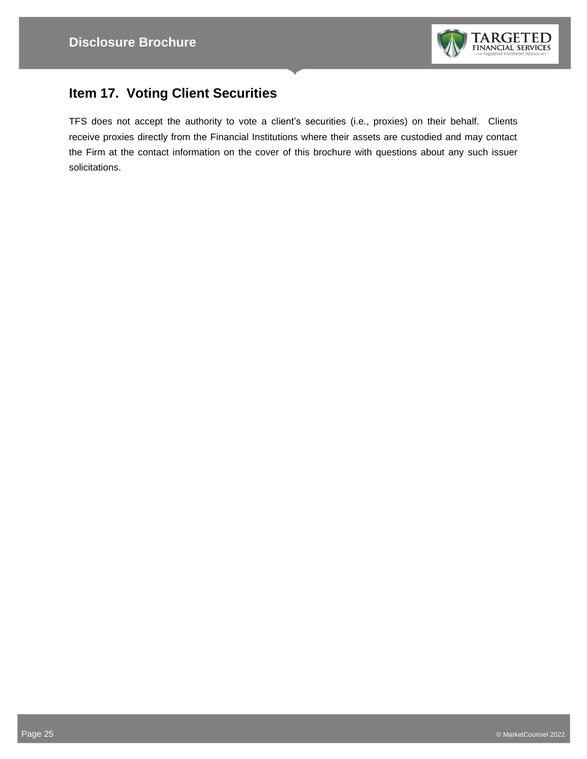## Item 17. Voting Client Securities

TFS does not accept the authority to vote a client's securities (i.e., proxies) on their behalf. Clients receive proxies directly from the Financial Institutions where their assets are custodied and may contact the Firm at the contact information on the cover of this brochure with questions about any such issuer solicitations.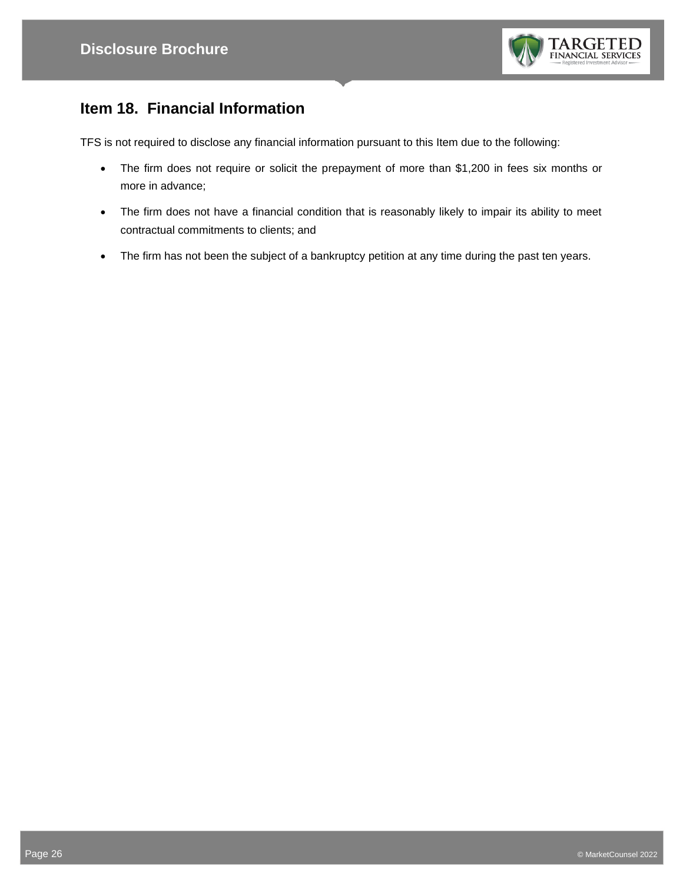## Item 18. Financial Information

TFS is not required to disclose any financial information pursuant to this Item due to the following:

- The firm does not require or solicit the prepayment of more than $1,200 in fees six months or more in advance;
- The firm does not have a financial condition that is reasonably likely to impair its ability to meet contractual commitments to clients; and
- The firm has not been the subject of a bankruptcy petition at any time during the past ten years.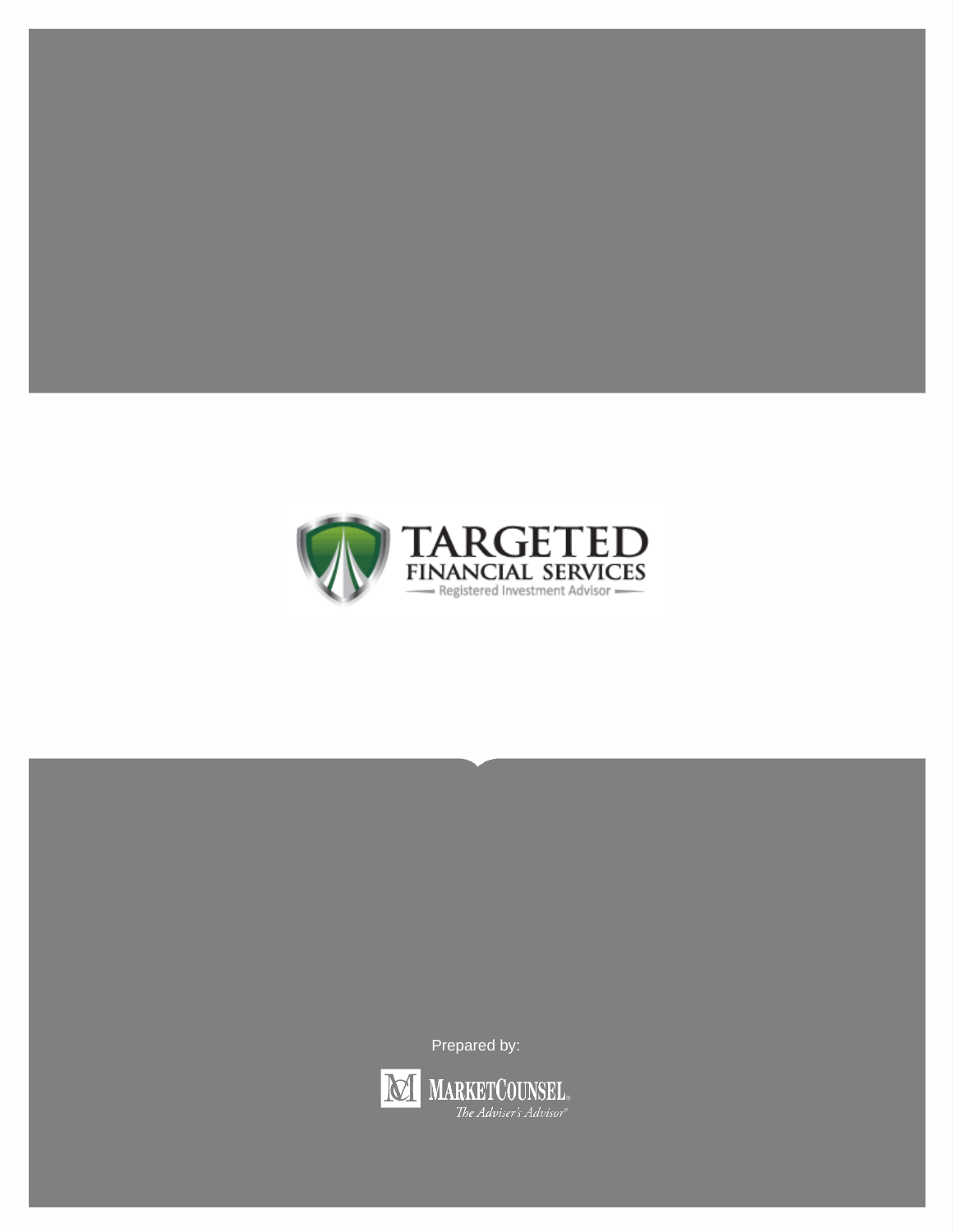TARGETED FINANCIAL SERVICES

Registered Investment Advisor

Prepared by:

MARKETCOUNSEL

The Adviser's Advisor